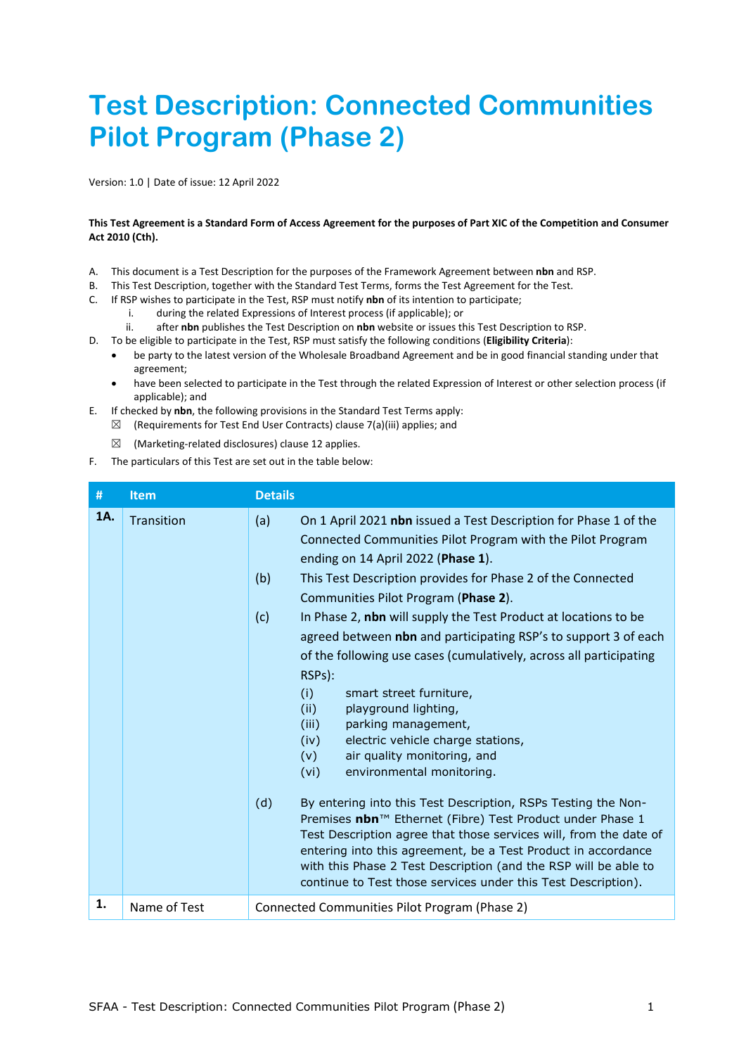# Test Description: Connected Communities Pilot Program (Phase 2)

Version: 1.0 | Date of issue: 12 April 2022

**This Test Agreement is a Standard Form of Access Agreement for the purposes of Part XIC of the Competition and Consumer Act 2010 (Cth).**

A. This document is a Test Description for the purposes of the Framework Agreement between **nbn** and RSP.

B. This Test Description, together with the Standard Test Terms, forms the Test Agreement for the Test.

C. If RSP wishes to participate in the Test, RSP must notify **nbn** of its intention to participate;
   i. during the related Expressions of Interest process (if applicable); or
   ii. after **nbn** publishes the Test Description on **nbn** website or issues this Test Description to RSP.

D. To be eligible to participate in the Test, RSP must satisfy the following conditions (**Eligibility Criteria**):
   - be party to the latest version of the Wholesale Broadband Agreement and be in good financial standing under that agreement;
   - have been selected to participate in the Test through the related Expression of Interest or other selection process (if applicable); and

E. If checked by **nbn**, the following provisions in the Standard Test Terms apply:
   ☒ (Requirements for Test End User Contracts) clause 7(a)(iii) applies; and
   ☒ (Marketing-related disclosures) clause 12 applies.

F. The particulars of this Test are set out in the table below:

| # | Item | Details |
|---|---|---|
| **1A.** | Transition | (a) On 1 April 2021 **nbn** issued a Test Description for Phase 1 of the Connected Communities Pilot Program with the Pilot Program ending on 14 April 2022 (**Phase 1**).<br>(b) This Test Description provides for Phase 2 of the Connected Communities Pilot Program (**Phase 2**).<br>(c) In Phase 2, **nbn** will supply the Test Product at locations to be agreed between **nbn** and participating RSP's to support 3 of each of the following use cases (cumulatively, across all participating RSPs):<br>(i) smart street furniture,<br>(ii) playground lighting,<br>(iii) parking management,<br>(iv) electric vehicle charge stations,<br>(v) air quality monitoring, and<br>(vi) environmental monitoring.<br>(d) By entering into this Test Description, RSPs Testing the Non-Premises **nbn**™ Ethernet (Fibre) Test Product under Phase 1 Test Description agree that those services will, from the date of entering into this agreement, be a Test Product in accordance with this Phase 2 Test Description (and the RSP will be able to continue to Test those services under this Test Description). |
| **1.** | Name of Test | Connected Communities Pilot Program (Phase 2) |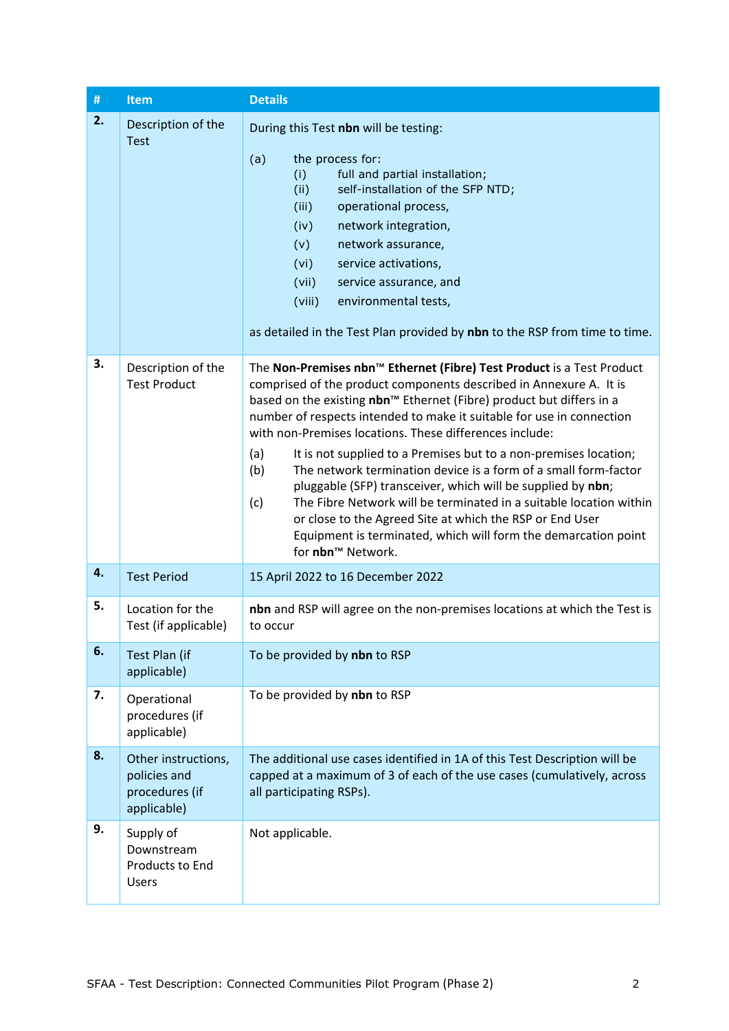| # | Item | Details |
|---|---|---|
| **2.** | Description of the Test | During this Test **nbn** will be testing:<br><br>(a) the process for:<br>(i) full and partial installation;<br>(ii) self-installation of the SFP NTD;<br>(iii) operational process,<br>(iv) network integration,<br>(v) network assurance,<br>(vi) service activations,<br>(vii) service assurance, and<br>(viii) environmental tests,<br><br>as detailed in the Test Plan provided by **nbn** to the RSP from time to time. |
| **3.** | Description of the Test Product | The **Non-Premises nbn™ Ethernet (Fibre) Test Product** is a Test Product comprised of the product components described in Annexure A. It is based on the existing **nbn**™ Ethernet (Fibre) product but differs in a number of respects intended to make it suitable for use in connection with non-Premises locations. These differences include:<br><br>(a) It is not supplied to a Premises but to a non-premises location;<br>(b) The network termination device is a form of a small form-factor pluggable (SFP) transceiver, which will be supplied by **nbn**;<br>(c) The Fibre Network will be terminated in a suitable location within or close to the Agreed Site at which the RSP or End User Equipment is terminated, which will form the demarcation point for **nbn**™ Network. |
| **4.** | Test Period | 15 April 2022 to 16 December 2022 |
| **5.** | Location for the Test (if applicable) | **nbn** and RSP will agree on the non-premises locations at which the Test is to occur |
| **6.** | Test Plan (if applicable) | To be provided by **nbn** to RSP |
| **7.** | Operational procedures (if applicable) | To be provided by **nbn** to RSP |
| **8.** | Other instructions, policies and procedures (if applicable) | The additional use cases identified in 1A of this Test Description will be capped at a maximum of 3 of each of the use cases (cumulatively, across all participating RSPs). |
| **9.** | Supply of Downstream Products to End Users | Not applicable. |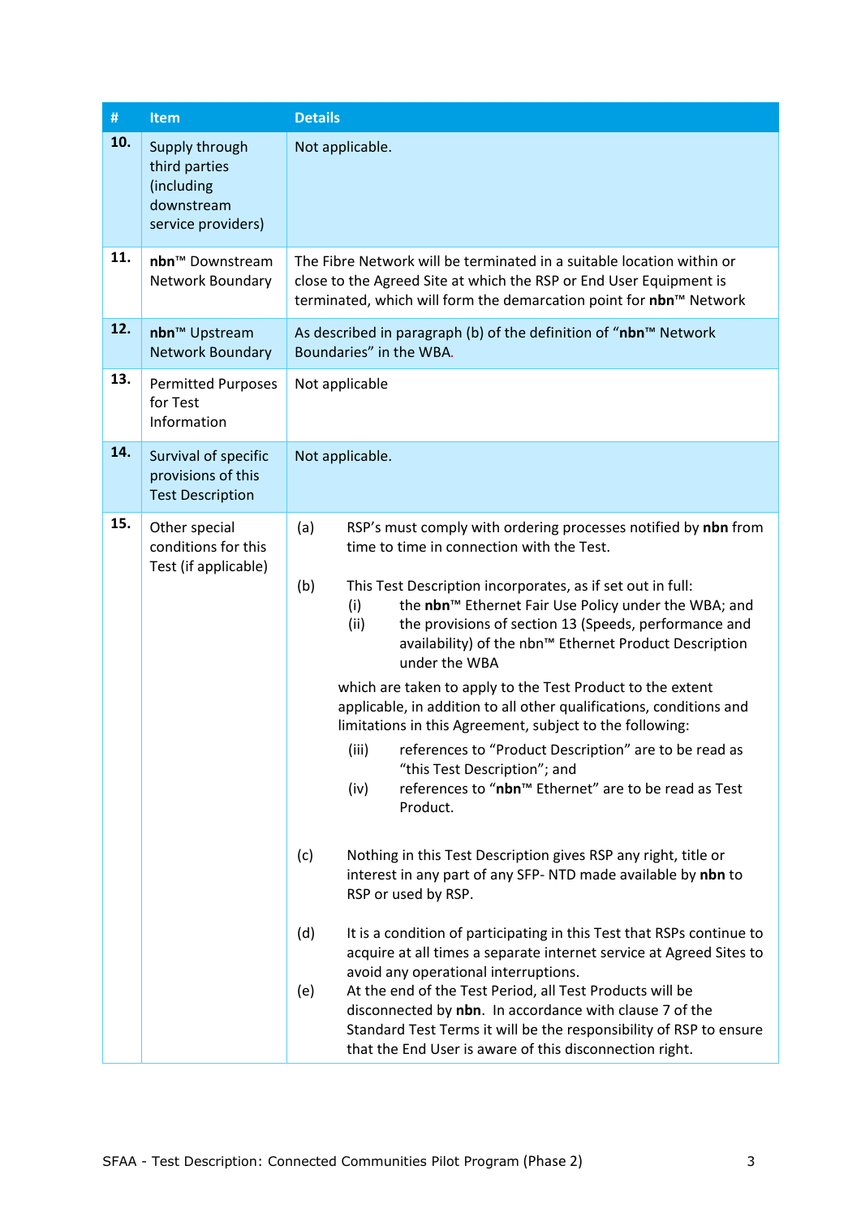| # | Item | Details |
|---|---|---|
| **10.** | Supply through third parties (including downstream service providers) | Not applicable. |
| **11.** | **nbn**™ Downstream Network Boundary | The Fibre Network will be terminated in a suitable location within or close to the Agreed Site at which the RSP or End User Equipment is terminated, which will form the demarcation point for **nbn**™ Network |
| **12.** | **nbn**™ Upstream Network Boundary | As described in paragraph (b) of the definition of "**nbn**™ Network Boundaries" in the WBA. |
| **13.** | Permitted Purposes for Test Information | Not applicable |
| **14.** | Survival of specific provisions of this Test Description | Not applicable. |
| **15.** | Other special conditions for this Test (if applicable) | (a) RSP's must comply with ordering processes notified by **nbn** from time to time in connection with the Test.<br><br>(b) This Test Description incorporates, as if set out in full:<br>(i) the **nbn**™ Ethernet Fair Use Policy under the WBA; and<br>(ii) the provisions of section 13 (Speeds, performance and availability) of the nbn™ Ethernet Product Description under the WBA<br><br>which are taken to apply to the Test Product to the extent applicable, in addition to all other qualifications, conditions and limitations in this Agreement, subject to the following:<br>(iii) references to "Product Description" are to be read as "this Test Description"; and<br>(iv) references to "**nbn**™ Ethernet" are to be read as Test Product.<br><br>(c) Nothing in this Test Description gives RSP any right, title or interest in any part of any SFP- NTD made available by **nbn** to RSP or used by RSP.<br><br>(d) It is a condition of participating in this Test that RSPs continue to acquire at all times a separate internet service at Agreed Sites to avoid any operational interruptions.<br>(e) At the end of the Test Period, all Test Products will be disconnected by **nbn**. In accordance with clause 7 of the Standard Test Terms it will be the responsibility of RSP to ensure that the End User is aware of this disconnection right. |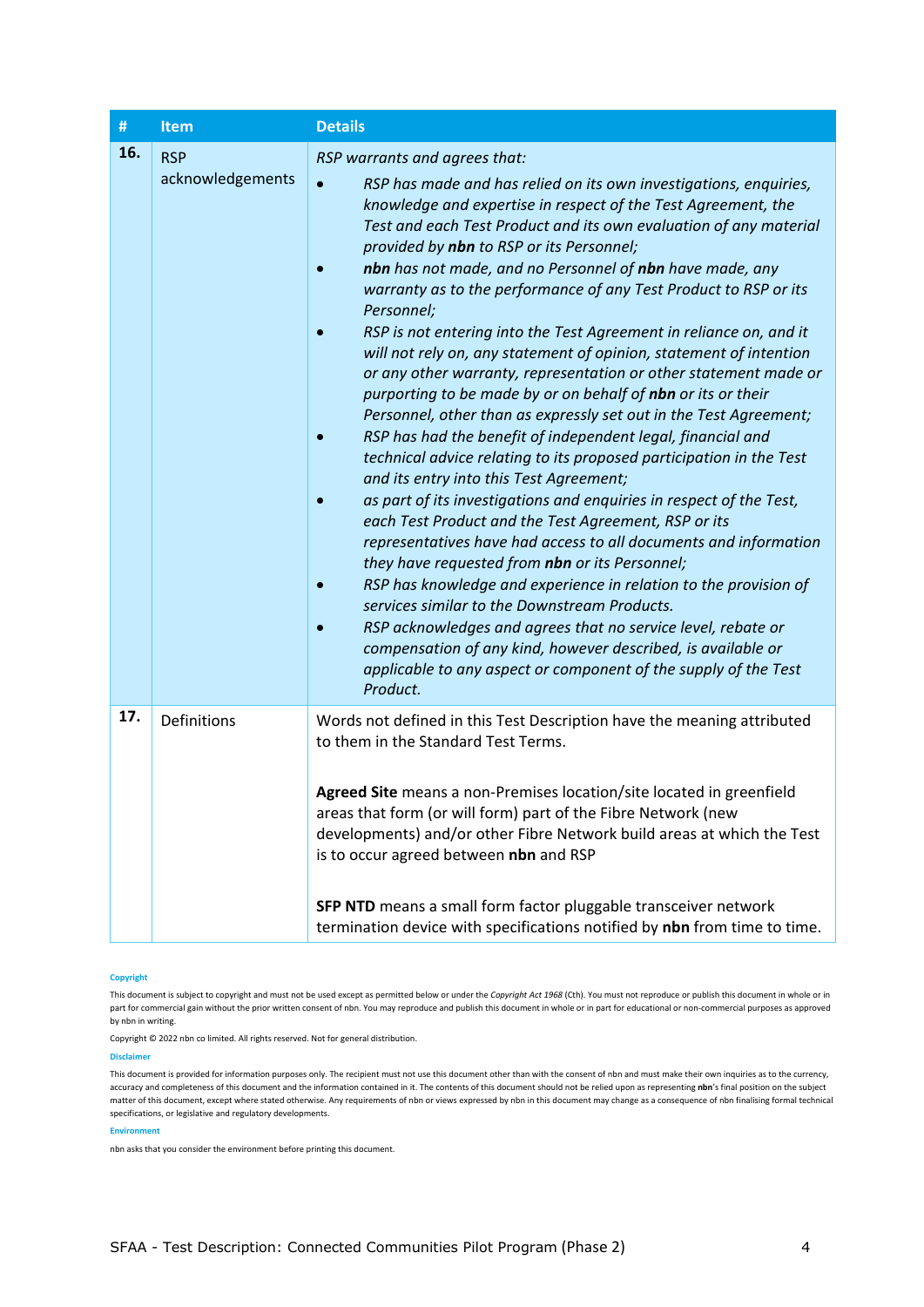| # | Item | Details |
|---|---|---|
| **16.** | RSP acknowledgements | *RSP warrants and agrees that:*<br>• *RSP has made and has relied on its own investigations, enquiries, knowledge and expertise in respect of the Test Agreement, the Test and each Test Product and its own evaluation of any material provided by **nbn** to RSP or its Personnel;*<br>• ***nbn** has not made, and no Personnel of **nbn** have made, any warranty as to the performance of any Test Product to RSP or its Personnel;*<br>• *RSP is not entering into the Test Agreement in reliance on, and it will not rely on, any statement of opinion, statement of intention or any other warranty, representation or other statement made or purporting to be made by or on behalf of **nbn** or its or their Personnel, other than as expressly set out in the Test Agreement;*<br>• *RSP has had the benefit of independent legal, financial and technical advice relating to its proposed participation in the Test and its entry into this Test Agreement;*<br>• *as part of its investigations and enquiries in respect of the Test, each Test Product and the Test Agreement, RSP or its representatives have had access to all documents and information they have requested from **nbn** or its Personnel;*<br>• *RSP has knowledge and experience in relation to the provision of services similar to the Downstream Products.*<br>• *RSP acknowledges and agrees that no service level, rebate or compensation of any kind, however described, is available or applicable to any aspect or component of the supply of the Test Product.* |
| **17.** | Definitions | Words not defined in this Test Description have the meaning attributed to them in the Standard Test Terms.<br><br>**Agreed Site** means a non-Premises location/site located in greenfield areas that form (or will form) part of the Fibre Network (new developments) and/or other Fibre Network build areas at which the Test is to occur agreed between **nbn** and RSP<br><br>**SFP NTD** means a small form factor pluggable transceiver network termination device with specifications notified by **nbn** from time to time. |

**Copyright**

This document is subject to copyright and must not be used except as permitted below or under the *Copyright Act 1968* (Cth). You must not reproduce or publish this document in whole or in part for commercial gain without the prior written consent of nbn. You may reproduce and publish this document in whole or in part for educational or non-commercial purposes as approved by nbn in writing.

Copyright © 2022 nbn co limited. All rights reserved. Not for general distribution.

**Disclaimer**

This document is provided for information purposes only. The recipient must not use this document other than with the consent of nbn and must make their own inquiries as to the currency, accuracy and completeness of this document and the information contained in it. The contents of this document should not be relied upon as representing **nbn**'s final position on the subject matter of this document, except where stated otherwise. Any requirements of nbn or views expressed by nbn in this document may change as a consequence of nbn finalising formal technical specifications, or legislative and regulatory developments.

**Environment**

nbn asks that you consider the environment before printing this document.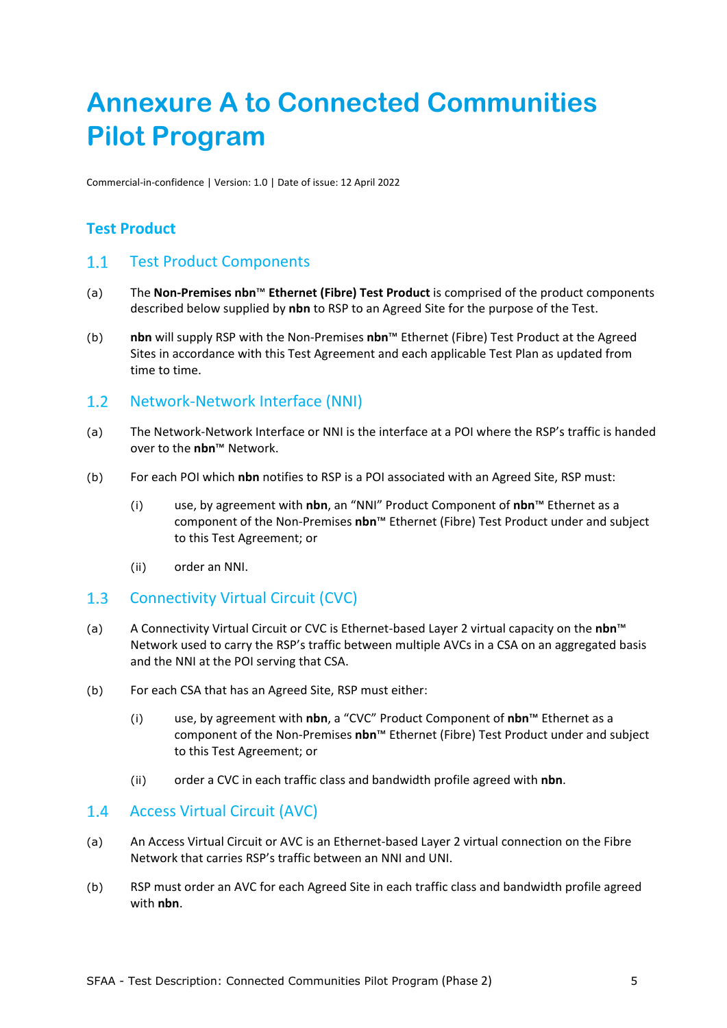# Annexure A to Connected Communities Pilot Program

Commercial-in-confidence | Version: 1.0 | Date of issue: 12 April 2022

## Test Product

### 1.1 Test Product Components

(a) The **Non-Premises nbn**™ **Ethernet (Fibre) Test Product** is comprised of the product components described below supplied by **nbn** to RSP to an Agreed Site for the purpose of the Test.

(b) **nbn** will supply RSP with the Non-Premises **nbn**™ Ethernet (Fibre) Test Product at the Agreed Sites in accordance with this Test Agreement and each applicable Test Plan as updated from time to time.

### 1.2 Network-Network Interface (NNI)

(a) The Network-Network Interface or NNI is the interface at a POI where the RSP's traffic is handed over to the **nbn**™ Network.

(b) For each POI which **nbn** notifies to RSP is a POI associated with an Agreed Site, RSP must:

(i) use, by agreement with **nbn**, an "NNI" Product Component of **nbn**™ Ethernet as a component of the Non-Premises **nbn**™ Ethernet (Fibre) Test Product under and subject to this Test Agreement; or

(ii) order an NNI.

### 1.3 Connectivity Virtual Circuit (CVC)

(a) A Connectivity Virtual Circuit or CVC is Ethernet-based Layer 2 virtual capacity on the **nbn**™ Network used to carry the RSP's traffic between multiple AVCs in a CSA on an aggregated basis and the NNI at the POI serving that CSA.

(b) For each CSA that has an Agreed Site, RSP must either:

(i) use, by agreement with **nbn**, a "CVC" Product Component of **nbn**™ Ethernet as a component of the Non-Premises **nbn**™ Ethernet (Fibre) Test Product under and subject to this Test Agreement; or

(ii) order a CVC in each traffic class and bandwidth profile agreed with **nbn**.

### 1.4 Access Virtual Circuit (AVC)

(a) An Access Virtual Circuit or AVC is an Ethernet-based Layer 2 virtual connection on the Fibre Network that carries RSP's traffic between an NNI and UNI.

(b) RSP must order an AVC for each Agreed Site in each traffic class and bandwidth profile agreed with **nbn**.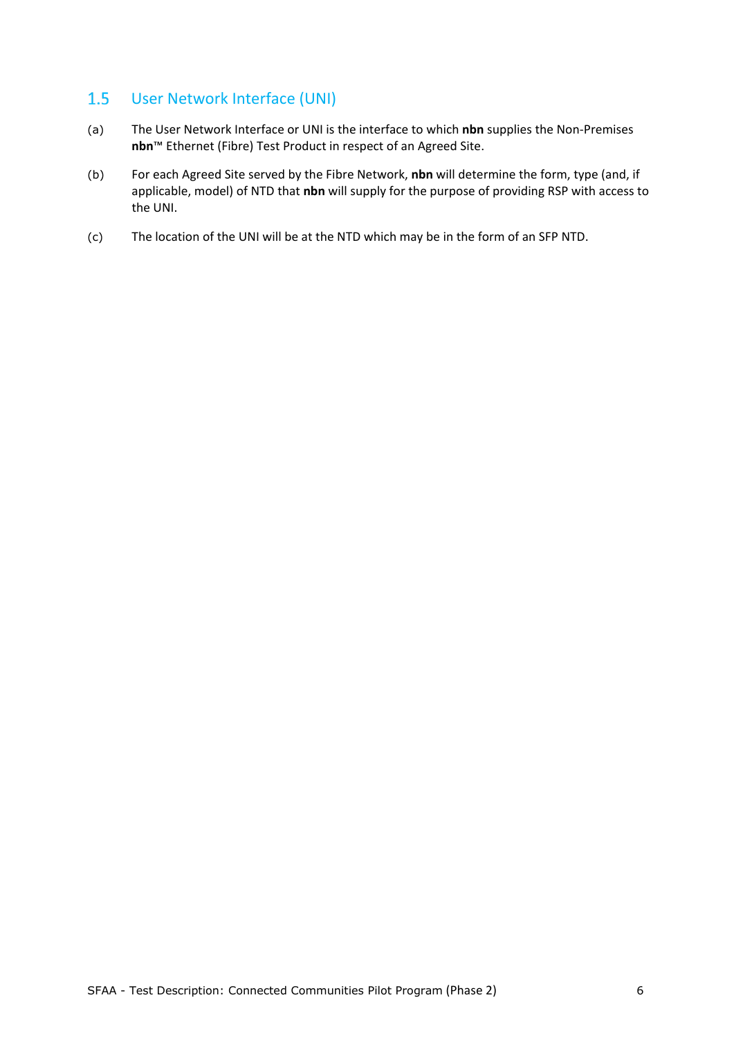## 1.5 User Network Interface (UNI)

(a) The User Network Interface or UNI is the interface to which **nbn** supplies the Non-Premises **nbn**™ Ethernet (Fibre) Test Product in respect of an Agreed Site.

(b) For each Agreed Site served by the Fibre Network, **nbn** will determine the form, type (and, if applicable, model) of NTD that **nbn** will supply for the purpose of providing RSP with access to the UNI.

(c) The location of the UNI will be at the NTD which may be in the form of an SFP NTD.